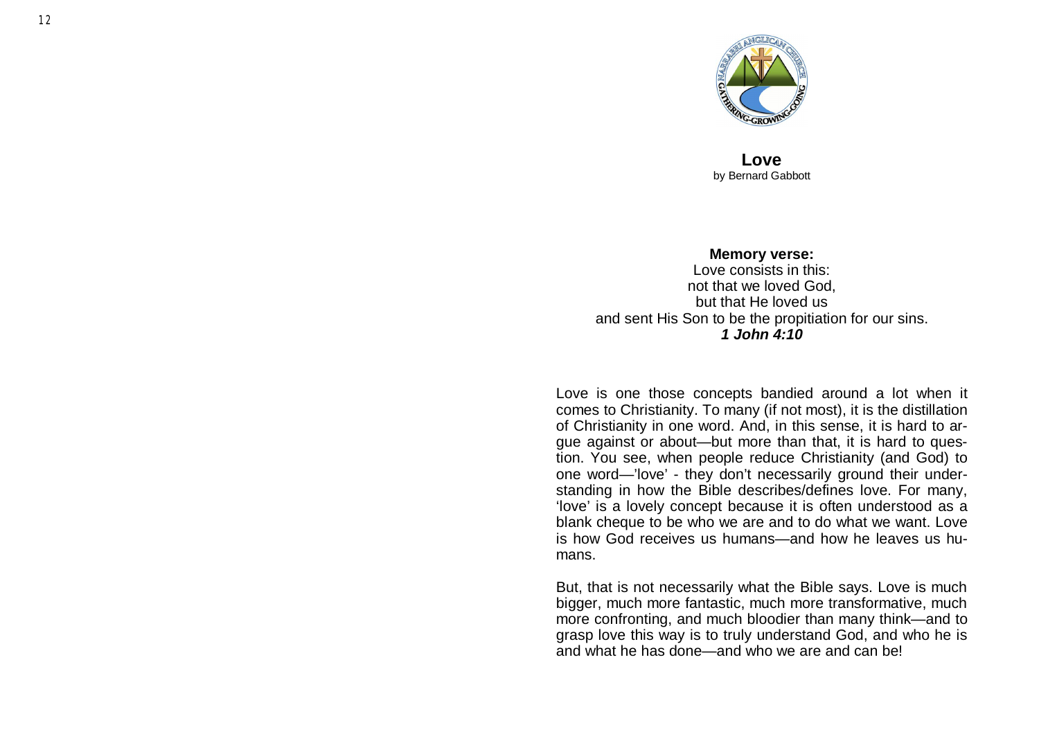# Love

by Bernard Gabbott

**Memory verse:**

Love consists in this:
not that we loved God,
but that He loved us
and sent His Son to be the propitiation for our sins.
***1 John 4:10***

Love is one those concepts bandied around a lot when it comes to Christianity. To many (if not most), it is the distillation of Christianity in one word. And, in this sense, it is hard to argue against or about—but more than that, it is hard to question. You see, when people reduce Christianity (and God) to one word—'love' - they don't necessarily ground their understanding in how the Bible describes/defines love. For many, 'love' is a lovely concept because it is often understood as a blank cheque to be who we are and to do what we want. Love is how God receives us humans—and how he leaves us humans.

But, that is not necessarily what the Bible says. Love is much bigger, much more fantastic, much more transformative, much more confronting, and much bloodier than many think—and to grasp love this way is to truly understand God, and who he is and what he has done—and who we are and can be!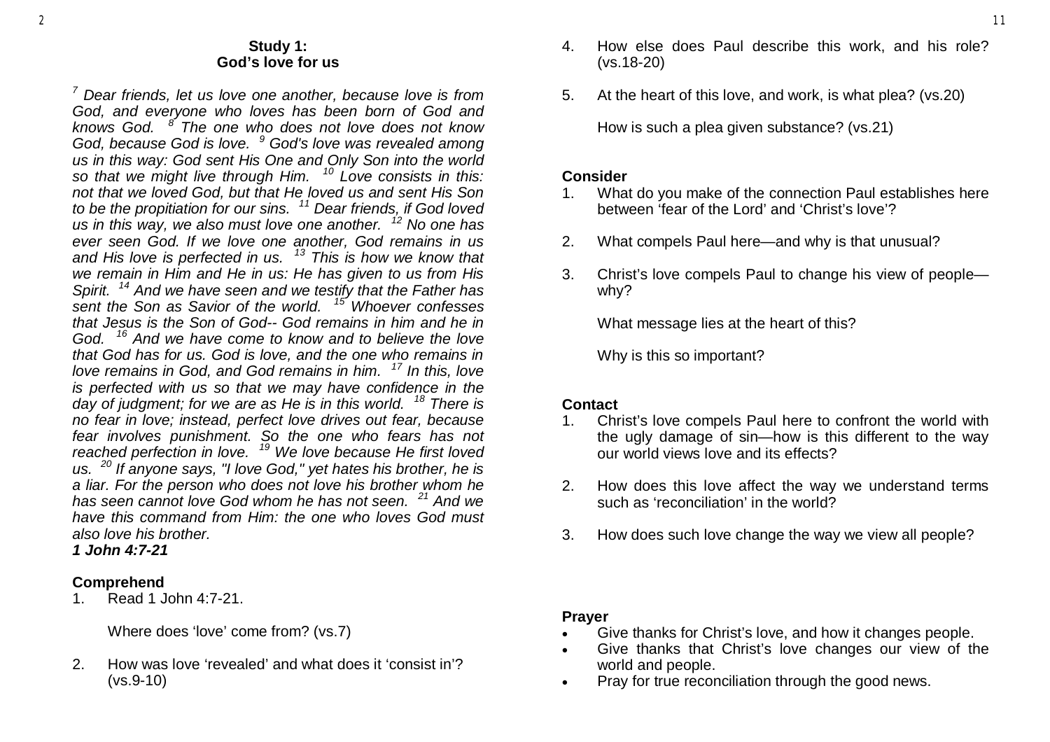### Study 1:
### God's love for us

*[7] Dear friends, let us love one another, because love is from God, and everyone who loves has been born of God and knows God. [8] The one who does not love does not know God, because God is love. [9] God's love was revealed among us in this way: God sent His One and Only Son into the world so that we might live through Him. [10] Love consists in this: not that we loved God, but that He loved us and sent His Son to be the propitiation for our sins. [11] Dear friends, if God loved us in this way, we also must love one another. [12] No one has ever seen God. If we love one another, God remains in us and His love is perfected in us. [13] This is how we know that we remain in Him and He in us: He has given to us from His Spirit. [14] And we have seen and we testify that the Father has sent the Son as Savior of the world. [15] Whoever confesses that Jesus is the Son of God-- God remains in him and he in God. [16] And we have come to know and to believe the love that God has for us. God is love, and the one who remains in love remains in God, and God remains in him. [17] In this, love is perfected with us so that we may have confidence in the day of judgment; for we are as He is in this world. [18] There is no fear in love; instead, perfect love drives out fear, because fear involves punishment. So the one who fears has not reached perfection in love. [19] We love because He first loved us. [20] If anyone says, "I love God," yet hates his brother, he is a liar. For the person who does not love his brother whom he has seen cannot love God whom he has not seen. [21] And we have this command from Him: the one who loves God must also love his brother.*

***1 John 4:7-21***

**Comprehend**

1. Read 1 John 4:7-21.

   Where does 'love' come from? (vs.7)

2. How was love 'revealed' and what does it 'consist in'? (vs.9-10)

4. How else does Paul describe this work, and his role? (vs.18-20)

5. At the heart of this love, and work, is what plea? (vs.20)

   How is such a plea given substance? (vs.21)

**Consider**

1. What do you make of the connection Paul establishes here between 'fear of the Lord' and 'Christ's love'?

2. What compels Paul here—and why is that unusual?

3. Christ's love compels Paul to change his view of people—why?

   What message lies at the heart of this?

   Why is this so important?

**Contact**

1. Christ's love compels Paul here to confront the world with the ugly damage of sin—how is this different to the way our world views love and its effects?

2. How does this love affect the way we understand terms such as 'reconciliation' in the world?

3. How does such love change the way we view all people?

**Prayer**

- Give thanks for Christ's love, and how it changes people.
- Give thanks that Christ's love changes our view of the world and people.
- Pray for true reconciliation through the good news.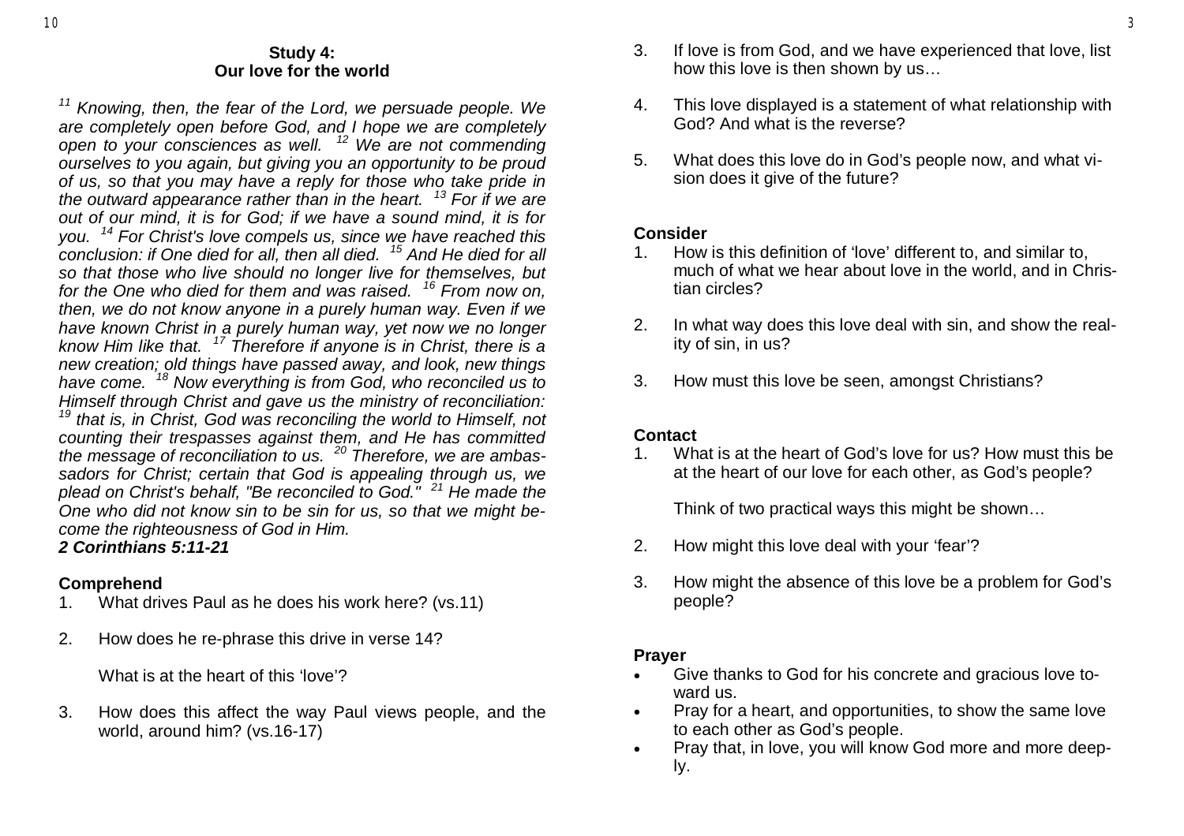## Study 4: Our love for the world

*[11] Knowing, then, the fear of the Lord, we persuade people. We are completely open before God, and I hope we are completely open to your consciences as well. [12] We are not commending ourselves to you again, but giving you an opportunity to be proud of us, so that you may have a reply for those who take pride in the outward appearance rather than in the heart. [13] For if we are out of our mind, it is for God; if we have a sound mind, it is for you. [14] For Christ's love compels us, since we have reached this conclusion: if One died for all, then all died. [15] And He died for all so that those who live should no longer live for themselves, but for the One who died for them and was raised. [16] From now on, then, we do not know anyone in a purely human way. Even if we have known Christ in a purely human way, yet now we no longer know Him like that. [17] Therefore if anyone is in Christ, there is a new creation; old things have passed away, and look, new things have come. [18] Now everything is from God, who reconciled us to Himself through Christ and gave us the ministry of reconciliation: [19] that is, in Christ, God was reconciling the world to Himself, not counting their trespasses against them, and He has committed the message of reconciliation to us. [20] Therefore, we are ambassadors for Christ; certain that God is appealing through us, we plead on Christ's behalf, "Be reconciled to God." [21] He made the One who did not know sin to be sin for us, so that we might become the righteousness of God in Him.*
***2 Corinthians 5:11-21***

### Comprehend

1. What drives Paul as he does his work here? (vs.11)
2. How does he re-phrase this drive in verse 14?

   What is at the heart of this 'love'?
3. How does this affect the way Paul views people, and the world, around him? (vs.16-17)
4. If love is from God, and we have experienced that love, list how this love is then shown by us…
5. This love displayed is a statement of what relationship with God? And what is the reverse?
6. What does this love do in God's people now, and what vision does it give of the future?

### Consider

1. How is this definition of 'love' different to, and similar to, much of what we hear about love in the world, and in Christian circles?
2. In what way does this love deal with sin, and show the reality of sin, in us?
3. How must this love be seen, amongst Christians?

### Contact

1. What is at the heart of God's love for us? How must this be at the heart of our love for each other, as God's people?

   Think of two practical ways this might be shown…
2. How might this love deal with your 'fear'?
3. How might the absence of this love be a problem for God's people?

### Prayer

- Give thanks to God for his concrete and gracious love toward us.
- Pray for a heart, and opportunities, to show the same love to each other as God's people.
- Pray that, in love, you will know God more and more deeply.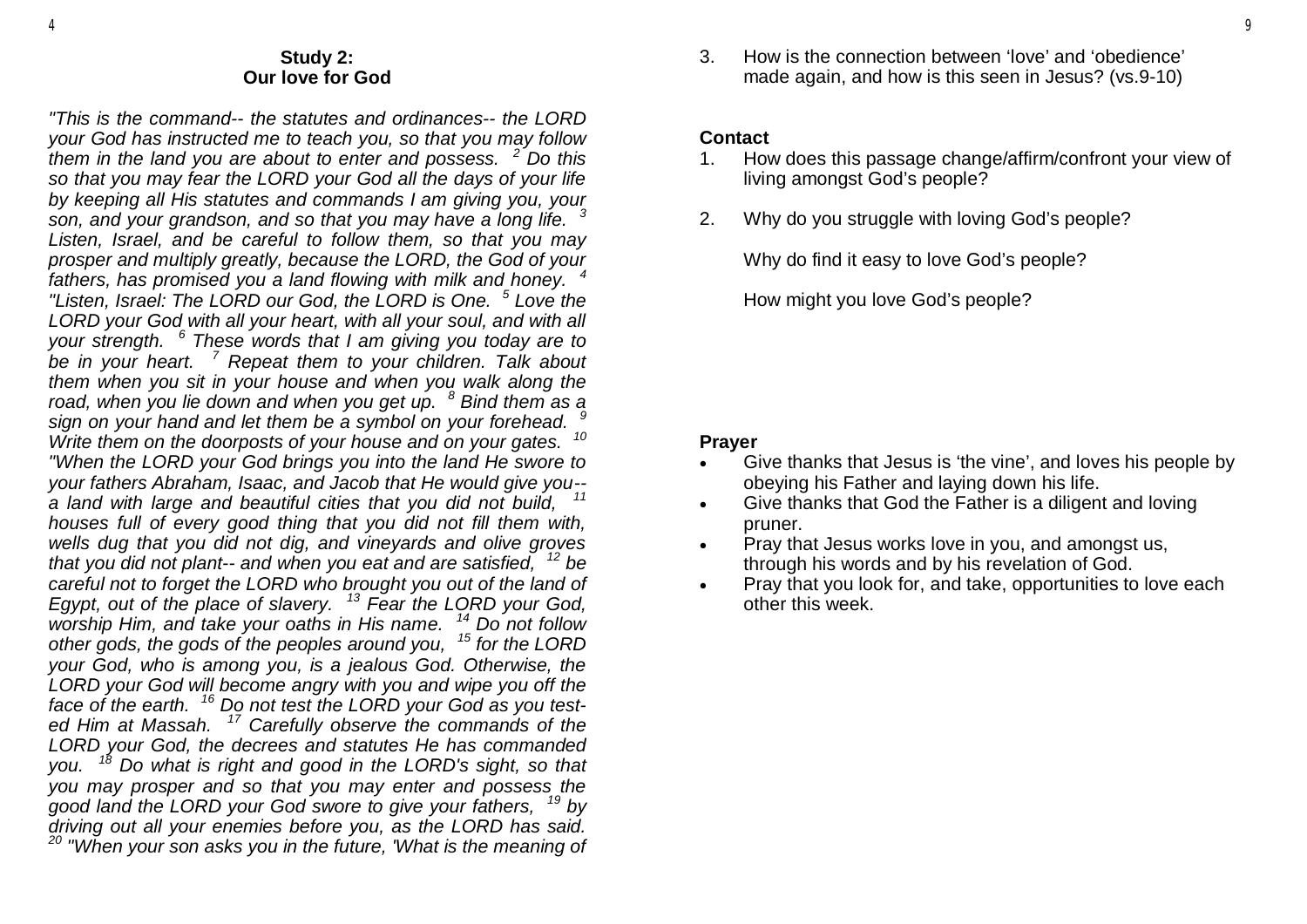## Study 2: Our love for God

*"This is the command-- the statutes and ordinances-- the LORD your God has instructed me to teach you, so that you may follow them in the land you are about to enter and possess. [2] Do this so that you may fear the LORD your God all the days of your life by keeping all His statutes and commands I am giving you, your son, and your grandson, and so that you may have a long life. [3] Listen, Israel, and be careful to follow them, so that you may prosper and multiply greatly, because the LORD, the God of your fathers, has promised you a land flowing with milk and honey. [4] "Listen, Israel: The LORD our God, the LORD is One. [5] Love the LORD your God with all your heart, with all your soul, and with all your strength. [6] These words that I am giving you today are to be in your heart. [7] Repeat them to your children. Talk about them when you sit in your house and when you walk along the road, when you lie down and when you get up. [8] Bind them as a sign on your hand and let them be a symbol on your forehead. [9] Write them on the doorposts of your house and on your gates. [10] "When the LORD your God brings you into the land He swore to your fathers Abraham, Isaac, and Jacob that He would give you-- a land with large and beautiful cities that you did not build, [11] houses full of every good thing that you did not fill them with, wells dug that you did not dig, and vineyards and olive groves that you did not plant-- and when you eat and are satisfied, [12] be careful not to forget the LORD who brought you out of the land of Egypt, out of the place of slavery. [13] Fear the LORD your God, worship Him, and take your oaths in His name. [14] Do not follow other gods, the gods of the peoples around you, [15] for the LORD your God, who is among you, is a jealous God. Otherwise, the LORD your God will become angry with you and wipe you off the face of the earth. [16] Do not test the LORD your God as you tested Him at Massah. [17] Carefully observe the commands of the LORD your God, the decrees and statutes He has commanded you. [18] Do what is right and good in the LORD's sight, so that you may prosper and so that you may enter and possess the good land the LORD your God swore to give your fathers, [19] by driving out all your enemies before you, as the LORD has said. [20] "When your son asks you in the future, 'What is the meaning of*

3. How is the connection between 'love' and 'obedience' made again, and how is this seen in Jesus? (vs.9-10)

**Contact**

1. How does this passage change/affirm/confront your view of living amongst God's people?
2. Why do you struggle with loving God's people?

   Why do find it easy to love God's people?

   How might you love God's people?

**Prayer**

- Give thanks that Jesus is 'the vine', and loves his people by obeying his Father and laying down his life.
- Give thanks that God the Father is a diligent and loving pruner.
- Pray that Jesus works love in you, and amongst us, through his words and by his revelation of God.
- Pray that you look for, and take, opportunities to love each other this week.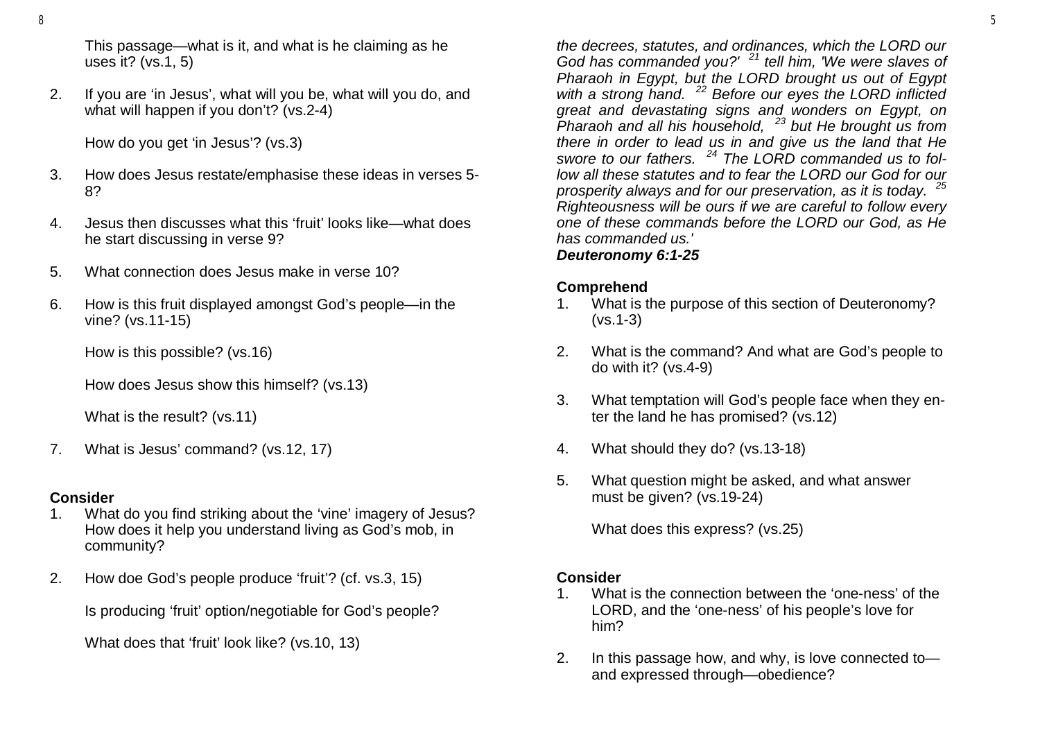This passage—what is it, and what is he claiming as he uses it? (vs.1, 5)

2. If you are 'in Jesus', what will you be, what will you do, and what will happen if you don't? (vs.2-4)

   How do you get 'in Jesus'? (vs.3)

3. How does Jesus restate/emphasise these ideas in verses 5-8?

4. Jesus then discusses what this 'fruit' looks like—what does he start discussing in verse 9?

5. What connection does Jesus make in verse 10?

6. How is this fruit displayed amongst God's people—in the vine? (vs.11-15)

   How is this possible? (vs.16)

   How does Jesus show this himself? (vs.13)

   What is the result? (vs.11)

7. What is Jesus' command? (vs.12, 17)

**Consider**

1. What do you find striking about the 'vine' imagery of Jesus? How does it help you understand living as God's mob, in community?

2. How doe God's people produce 'fruit'? (cf. vs.3, 15)

   Is producing 'fruit' option/negotiable for God's people?

   What does that 'fruit' look like? (vs.10, 13)

*the decrees, statutes, and ordinances, which the LORD our God has commanded you?' [21] tell him, 'We were slaves of Pharaoh in Egypt, but the LORD brought us out of Egypt with a strong hand. [22] Before our eyes the LORD inflicted great and devastating signs and wonders on Egypt, on Pharaoh and all his household, [23] but He brought us from there in order to lead us in and give us the land that He swore to our fathers. [24] The LORD commanded us to follow all these statutes and to fear the LORD our God for our prosperity always and for our preservation, as it is today. [25] Righteousness will be ours if we are careful to follow every one of these commands before the LORD our God, as He has commanded us.'*

***Deuteronomy 6:1-25***

**Comprehend**

1. What is the purpose of this section of Deuteronomy? (vs.1-3)

2. What is the command? And what are God's people to do with it? (vs.4-9)

3. What temptation will God's people face when they enter the land he has promised? (vs.12)

4. What should they do? (vs.13-18)

5. What question might be asked, and what answer must be given? (vs.19-24)

   What does this express? (vs.25)

**Consider**

1. What is the connection between the 'one-ness' of the LORD, and the 'one-ness' of his people's love for him?

2. In this passage how, and why, is love connected to—and expressed through—obedience?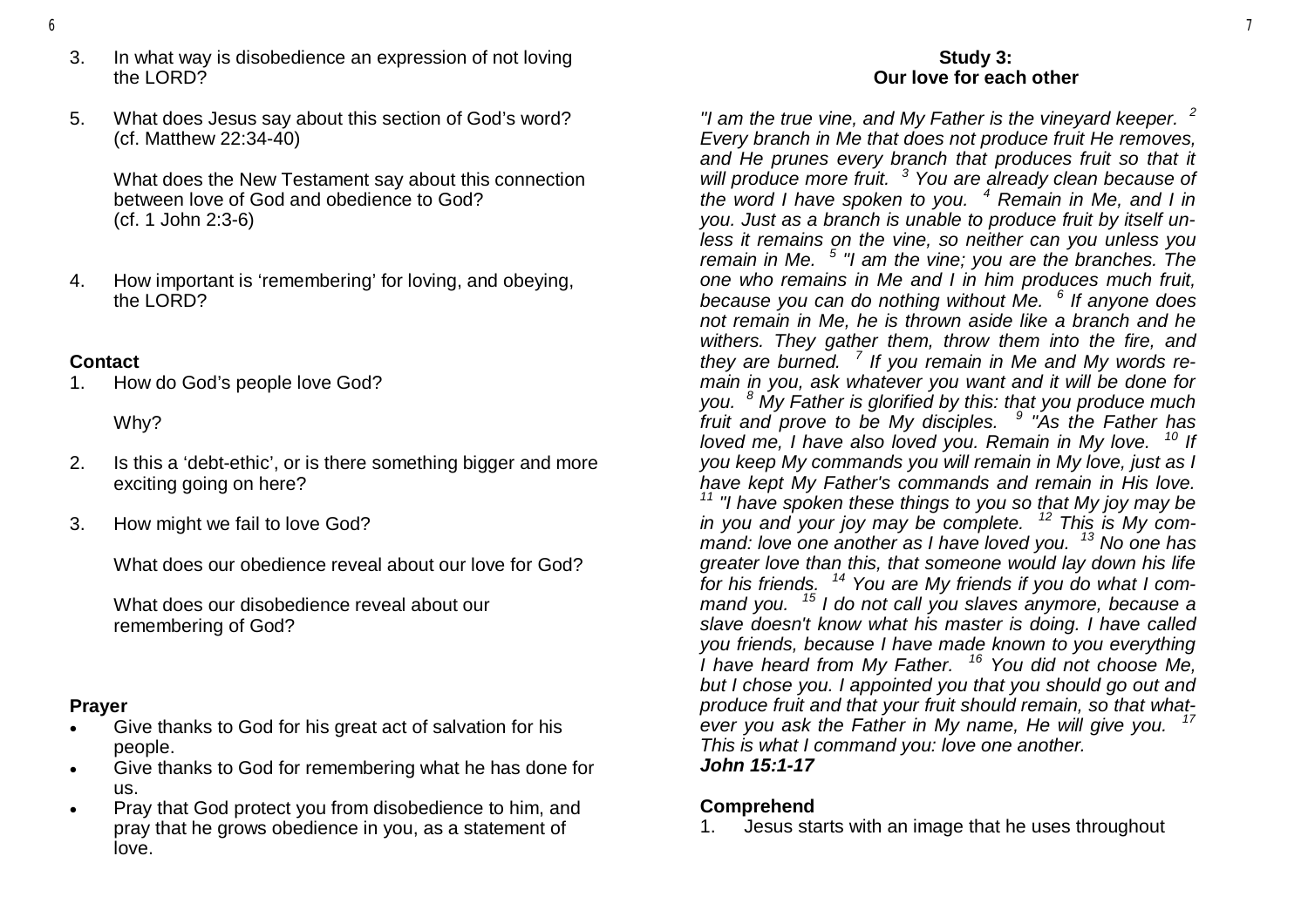3. In what way is disobedience an expression of not loving the LORD?

5. What does Jesus say about this section of God's word? (cf. Matthew 22:34-40)

   What does the New Testament say about this connection between love of God and obedience to God? (cf. 1 John 2:3-6)

4. How important is 'remembering' for loving, and obeying, the LORD?

### Contact

1. How do God's people love God?

   Why?

2. Is this a 'debt-ethic', or is there something bigger and more exciting going on here?

3. How might we fail to love God?

   What does our obedience reveal about our love for God?

   What does our disobedience reveal about our remembering of God?

### Prayer

- Give thanks to God for his great act of salvation for his people.
- Give thanks to God for remembering what he has done for us.
- Pray that God protect you from disobedience to him, and pray that he grows obedience in you, as a statement of love.

## Study 3: Our love for each other

*"I am the true vine, and My Father is the vineyard keeper. [2] Every branch in Me that does not produce fruit He removes, and He prunes every branch that produces fruit so that it will produce more fruit. [3] You are already clean because of the word I have spoken to you. [4] Remain in Me, and I in you. Just as a branch is unable to produce fruit by itself unless it remains on the vine, so neither can you unless you remain in Me. [5] "I am the vine; you are the branches. The one who remains in Me and I in him produces much fruit, because you can do nothing without Me. [6] If anyone does not remain in Me, he is thrown aside like a branch and he withers. They gather them, throw them into the fire, and they are burned. [7] If you remain in Me and My words remain in you, ask whatever you want and it will be done for you. [8] My Father is glorified by this: that you produce much fruit and prove to be My disciples. [9] "As the Father has loved me, I have also loved you. Remain in My love. [10] If you keep My commands you will remain in My love, just as I have kept My Father's commands and remain in His love. [11] "I have spoken these things to you so that My joy may be in you and your joy may be complete. [12] This is My command: love one another as I have loved you. [13] No one has greater love than this, that someone would lay down his life for his friends. [14] You are My friends if you do what I command you. [15] I do not call you slaves anymore, because a slave doesn't know what his master is doing. I have called you friends, because I have made known to you everything I have heard from My Father. [16] You did not choose Me, but I chose you. I appointed you that you should go out and produce fruit and that your fruit should remain, so that whatever you ask the Father in My name, He will give you. [17] This is what I command you: love one another.*
***John 15:1-17***

### Comprehend

1. Jesus starts with an image that he uses throughout